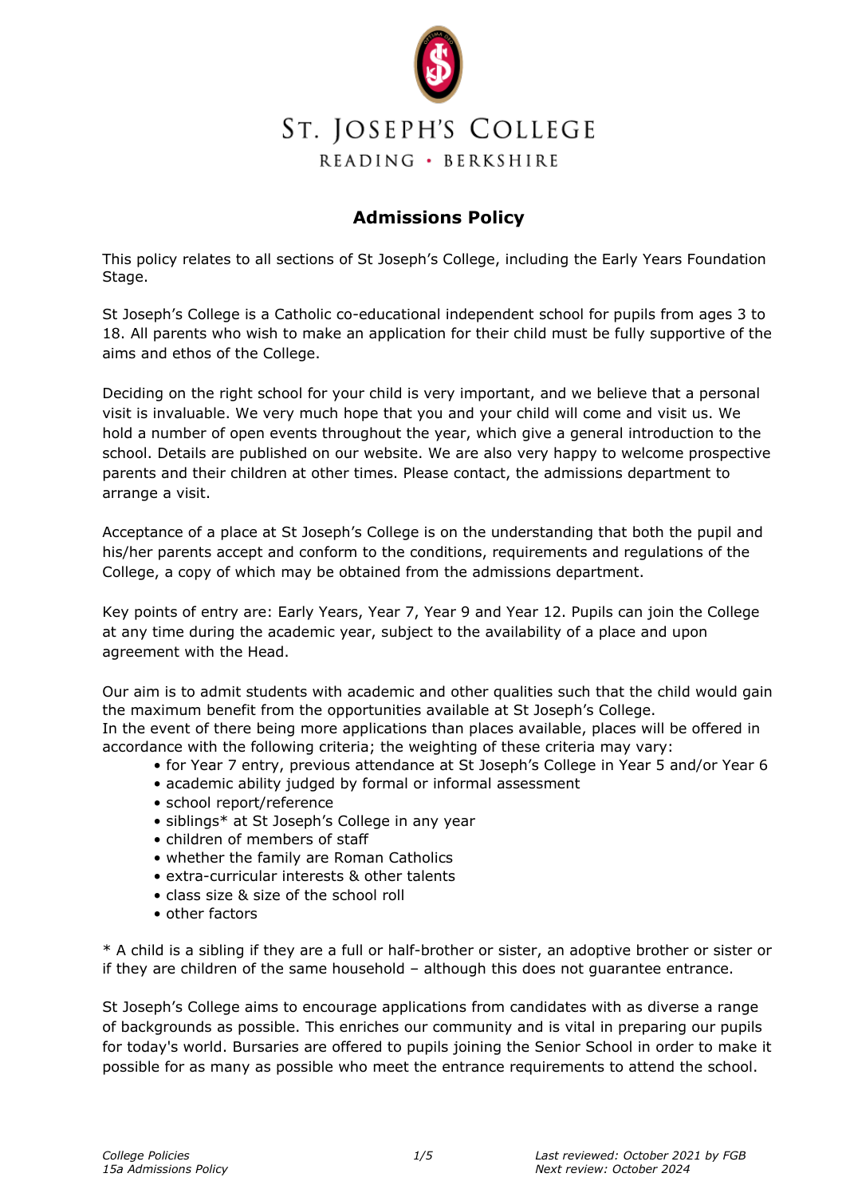ST. JOSEPH'S COLLEGE
READING • BERKSHIRE

# Admissions Policy

This policy relates to all sections of St Joseph's College, including the Early Years Foundation Stage.

St Joseph's College is a Catholic co-educational independent school for pupils from ages 3 to 18. All parents who wish to make an application for their child must be fully supportive of the aims and ethos of the College.

Deciding on the right school for your child is very important, and we believe that a personal visit is invaluable. We very much hope that you and your child will come and visit us. We hold a number of open events throughout the year, which give a general introduction to the school. Details are published on our website. We are also very happy to welcome prospective parents and their children at other times. Please contact, the admissions department to arrange a visit.

Acceptance of a place at St Joseph's College is on the understanding that both the pupil and his/her parents accept and conform to the conditions, requirements and regulations of the College, a copy of which may be obtained from the admissions department.

Key points of entry are: Early Years, Year 7, Year 9 and Year 12. Pupils can join the College at any time during the academic year, subject to the availability of a place and upon agreement with the Head.

Our aim is to admit students with academic and other qualities such that the child would gain the maximum benefit from the opportunities available at St Joseph's College.
In the event of there being more applications than places available, places will be offered in accordance with the following criteria; the weighting of these criteria may vary:

- for Year 7 entry, previous attendance at St Joseph's College in Year 5 and/or Year 6
- academic ability judged by formal or informal assessment
- school report/reference
- siblings* at St Joseph's College in any year
- children of members of staff
- whether the family are Roman Catholics
- extra-curricular interests & other talents
- class size & size of the school roll
- other factors

* A child is a sibling if they are a full or half-brother or sister, an adoptive brother or sister or if they are children of the same household – although this does not guarantee entrance.

St Joseph's College aims to encourage applications from candidates with as diverse a range of backgrounds as possible. This enriches our community and is vital in preparing our pupils for today's world. Bursaries are offered to pupils joining the Senior School in order to make it possible for as many as possible who meet the entrance requirements to attend the school.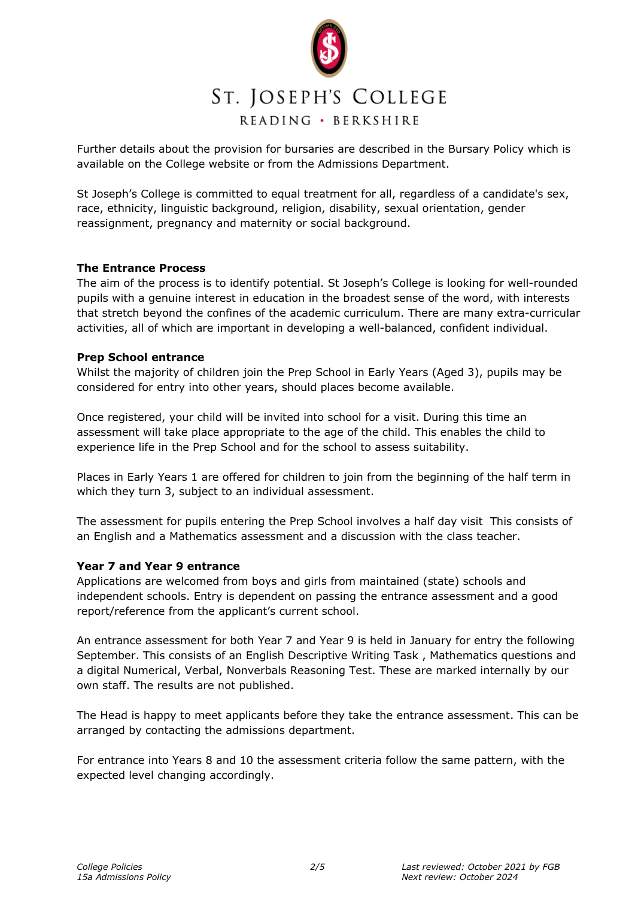Further details about the provision for bursaries are described in the Bursary Policy which is available on the College website or from the Admissions Department.

St Joseph's College is committed to equal treatment for all, regardless of a candidate's sex, race, ethnicity, linguistic background, religion, disability, sexual orientation, gender reassignment, pregnancy and maternity or social background.

**The Entrance Process**

The aim of the process is to identify potential. St Joseph's College is looking for well-rounded pupils with a genuine interest in education in the broadest sense of the word, with interests that stretch beyond the confines of the academic curriculum. There are many extra-curricular activities, all of which are important in developing a well-balanced, confident individual.

**Prep School entrance**

Whilst the majority of children join the Prep School in Early Years (Aged 3), pupils may be considered for entry into other years, should places become available.

Once registered, your child will be invited into school for a visit. During this time an assessment will take place appropriate to the age of the child. This enables the child to experience life in the Prep School and for the school to assess suitability.

Places in Early Years 1 are offered for children to join from the beginning of the half term in which they turn 3, subject to an individual assessment.

The assessment for pupils entering the Prep School involves a half day visit  This consists of an English and a Mathematics assessment and a discussion with the class teacher.

**Year 7 and Year 9 entrance**

Applications are welcomed from boys and girls from maintained (state) schools and independent schools. Entry is dependent on passing the entrance assessment and a good report/reference from the applicant's current school.

An entrance assessment for both Year 7 and Year 9 is held in January for entry the following September. This consists of an English Descriptive Writing Task , Mathematics questions and a digital Numerical, Verbal, Nonverbals Reasoning Test. These are marked internally by our own staff. The results are not published.

The Head is happy to meet applicants before they take the entrance assessment. This can be arranged by contacting the admissions department.

For entrance into Years 8 and 10 the assessment criteria follow the same pattern, with the expected level changing accordingly.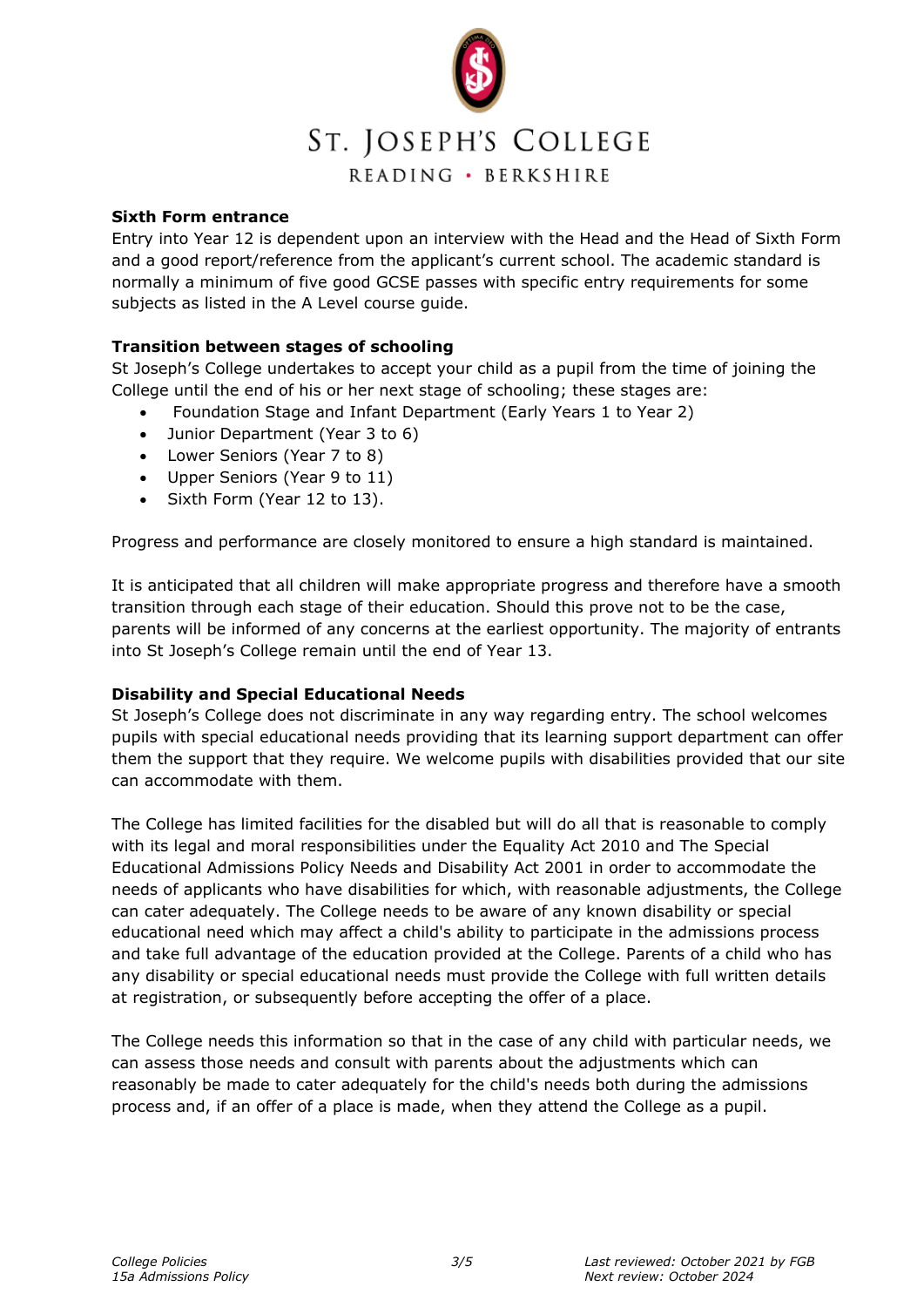### Sixth Form entrance

Entry into Year 12 is dependent upon an interview with the Head and the Head of Sixth Form and a good report/reference from the applicant's current school. The academic standard is normally a minimum of five good GCSE passes with specific entry requirements for some subjects as listed in the A Level course guide.

### Transition between stages of schooling

St Joseph's College undertakes to accept your child as a pupil from the time of joining the College until the end of his or her next stage of schooling; these stages are:

- Foundation Stage and Infant Department (Early Years 1 to Year 2)
- Junior Department (Year 3 to 6)
- Lower Seniors (Year 7 to 8)
- Upper Seniors (Year 9 to 11)
- Sixth Form (Year 12 to 13).

Progress and performance are closely monitored to ensure a high standard is maintained.

It is anticipated that all children will make appropriate progress and therefore have a smooth transition through each stage of their education. Should this prove not to be the case, parents will be informed of any concerns at the earliest opportunity. The majority of entrants into St Joseph's College remain until the end of Year 13.

### Disability and Special Educational Needs

St Joseph's College does not discriminate in any way regarding entry. The school welcomes pupils with special educational needs providing that its learning support department can offer them the support that they require. We welcome pupils with disabilities provided that our site can accommodate with them.

The College has limited facilities for the disabled but will do all that is reasonable to comply with its legal and moral responsibilities under the Equality Act 2010 and The Special Educational Admissions Policy Needs and Disability Act 2001 in order to accommodate the needs of applicants who have disabilities for which, with reasonable adjustments, the College can cater adequately. The College needs to be aware of any known disability or special educational need which may affect a child's ability to participate in the admissions process and take full advantage of the education provided at the College. Parents of a child who has any disability or special educational needs must provide the College with full written details at registration, or subsequently before accepting the offer of a place.

The College needs this information so that in the case of any child with particular needs, we can assess those needs and consult with parents about the adjustments which can reasonably be made to cater adequately for the child's needs both during the admissions process and, if an offer of a place is made, when they attend the College as a pupil.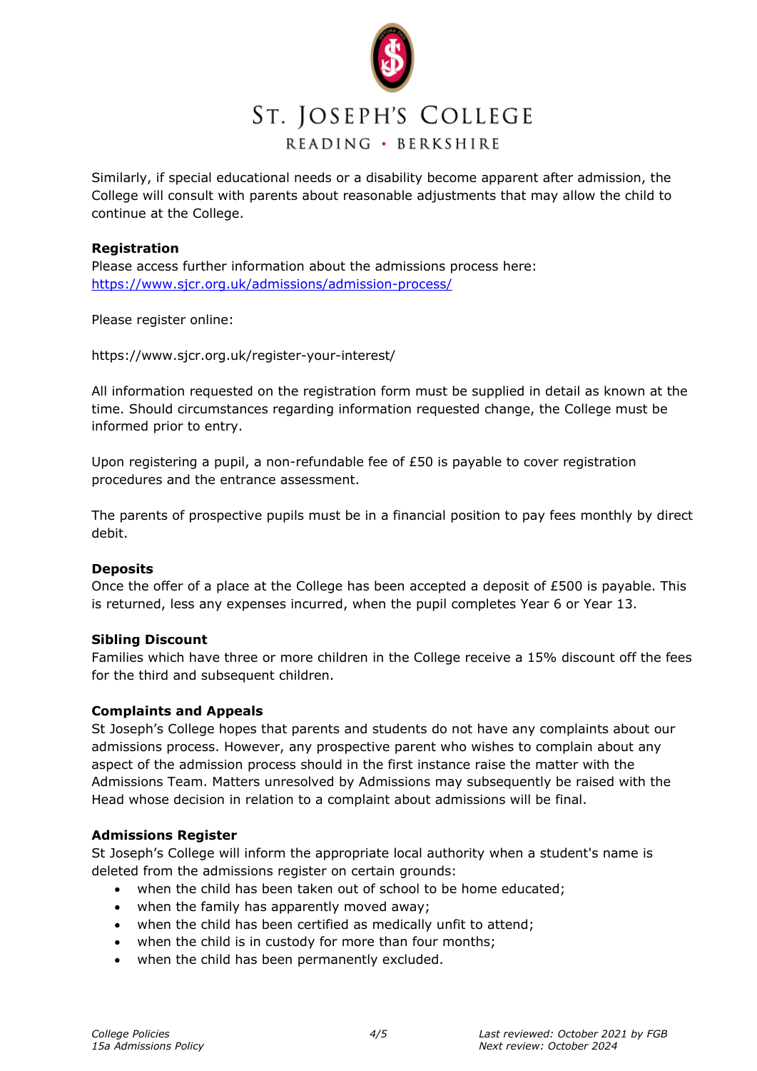Similarly, if special educational needs or a disability become apparent after admission, the College will consult with parents about reasonable adjustments that may allow the child to continue at the College.

**Registration**

Please access further information about the admissions process here: [https://www.sjcr.org.uk/admissions/admission-process/](https://www.sjcr.org.uk/admissions/admission-process/)

Please register online:

https://www.sjcr.org.uk/register-your-interest/

All information requested on the registration form must be supplied in detail as known at the time. Should circumstances regarding information requested change, the College must be informed prior to entry.

Upon registering a pupil, a non-refundable fee of £50 is payable to cover registration procedures and the entrance assessment.

The parents of prospective pupils must be in a financial position to pay fees monthly by direct debit.

**Deposits**

Once the offer of a place at the College has been accepted a deposit of £500 is payable. This is returned, less any expenses incurred, when the pupil completes Year 6 or Year 13.

**Sibling Discount**

Families which have three or more children in the College receive a 15% discount off the fees for the third and subsequent children.

**Complaints and Appeals**

St Joseph's College hopes that parents and students do not have any complaints about our admissions process. However, any prospective parent who wishes to complain about any aspect of the admission process should in the first instance raise the matter with the Admissions Team. Matters unresolved by Admissions may subsequently be raised with the Head whose decision in relation to a complaint about admissions will be final.

**Admissions Register**

St Joseph's College will inform the appropriate local authority when a student's name is deleted from the admissions register on certain grounds:

- when the child has been taken out of school to be home educated;
- when the family has apparently moved away;
- when the child has been certified as medically unfit to attend;
- when the child is in custody for more than four months;
- when the child has been permanently excluded.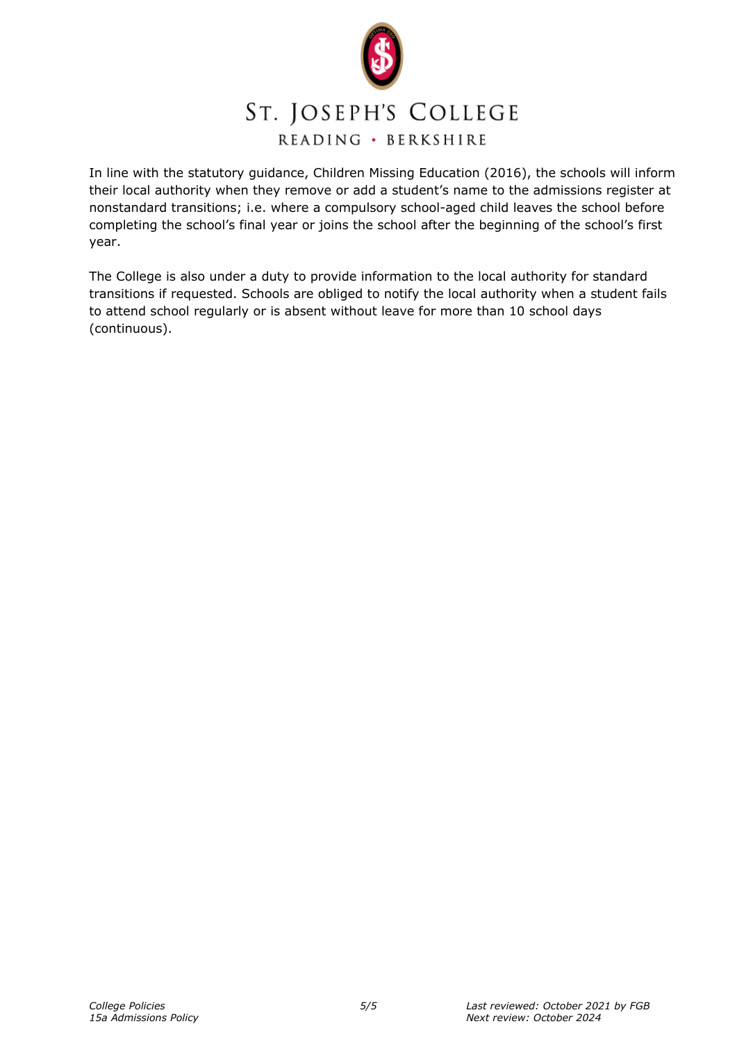In line with the statutory guidance, Children Missing Education (2016), the schools will inform their local authority when they remove or add a student's name to the admissions register at nonstandard transitions; i.e. where a compulsory school-aged child leaves the school before completing the school's final year or joins the school after the beginning of the school's first year.

The College is also under a duty to provide information to the local authority for standard transitions if requested. Schools are obliged to notify the local authority when a student fails to attend school regularly or is absent without leave for more than 10 school days (continuous).